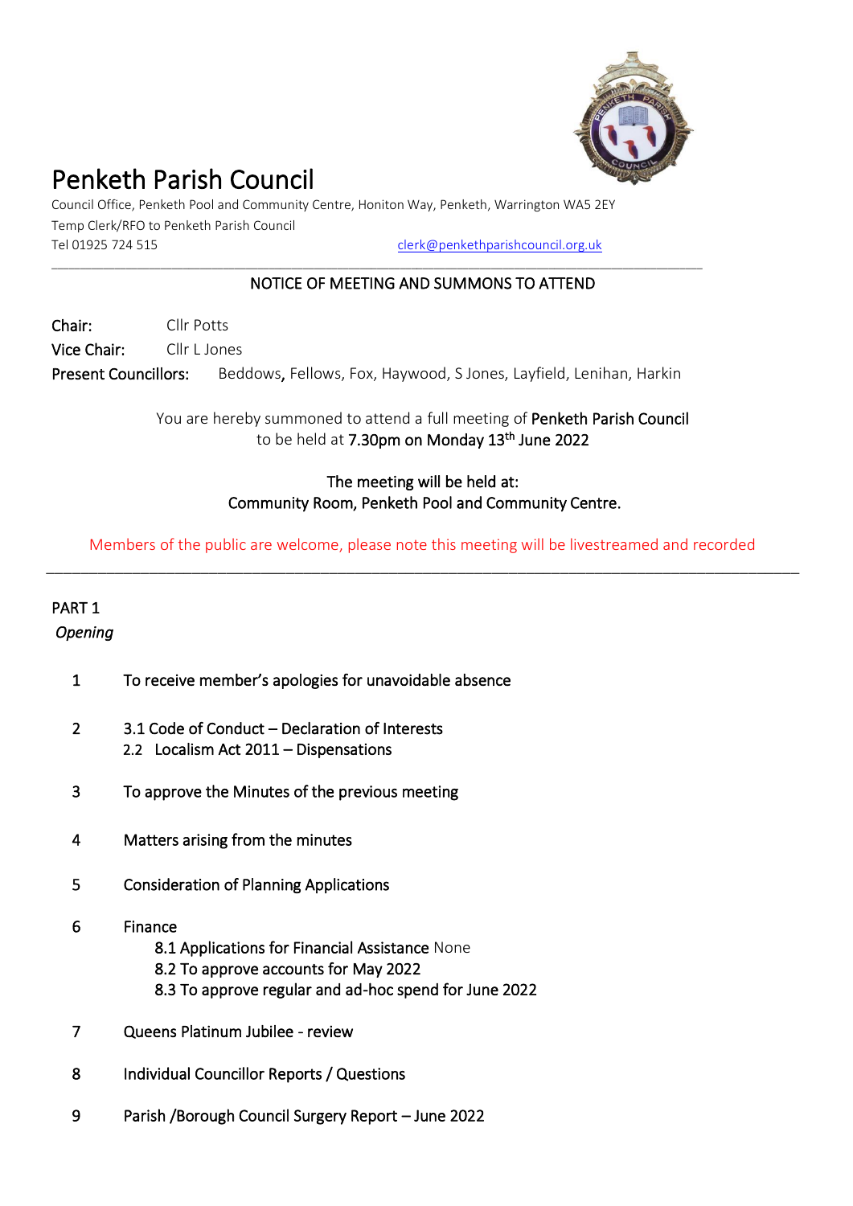# Penketh Parish Council

Council Office, Penketh Pool and Community Centre, Honiton Way, Penketh, Warrington WA5 2EY
Temp Clerk/RFO to Penketh Parish Council
Tel 01925 724 515 clerk@penkethparishcouncil.org.uk

---

## NOTICE OF MEETING AND SUMMONS TO ATTEND

**Chair:** Cllr Potts
**Vice Chair:** Cllr L Jones
**Present Councillors:** Beddows, Fellows, Fox, Haywood, S Jones, Layfield, Lenihan, Harkin

You are hereby summoned to attend a full meeting of **Penketh Parish Council** to be held at **7.30pm on Monday 13th June 2022**

**The meeting will be held at:**
**Community Room, Penketh Pool and Community Centre.**

Members of the public are welcome, please note this meeting will be livestreamed and recorded

---

PART 1
*Opening*

1 To receive member's apologies for unavoidable absence

2 3.1 Code of Conduct – Declaration of Interests
  2.2 Localism Act 2011 – Dispensations

3 To approve the Minutes of the previous meeting

4 Matters arising from the minutes

5 Consideration of Planning Applications

6 Finance
  8.1 Applications for Financial Assistance None
  8.2 To approve accounts for May 2022
  8.3 To approve regular and ad-hoc spend for June 2022

7 Queens Platinum Jubilee - review

8 Individual Councillor Reports / Questions

9 Parish /Borough Council Surgery Report – June 2022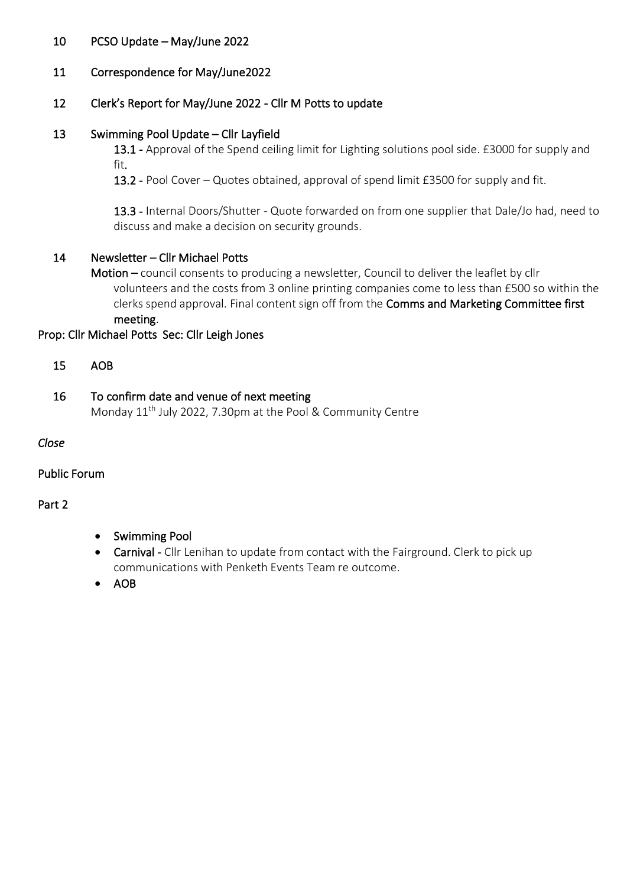**10 PCSO Update – May/June 2022**

**11 Correspondence for May/June2022**

**12 Clerk's Report for May/June 2022 - Cllr M Potts to update**

**13 Swimming Pool Update – Cllr Layfield**

**13.1 -** Approval of the Spend ceiling limit for Lighting solutions pool side. £3000 for supply and fit.

**13.2 -** Pool Cover – Quotes obtained, approval of spend limit £3500 for supply and fit.

**13.3 -** Internal Doors/Shutter - Quote forwarded on from one supplier that Dale/Jo had, need to discuss and make a decision on security grounds.

**14 Newsletter – Cllr Michael Potts**

**Motion –** council consents to producing a newsletter, Council to deliver the leaflet by cllr volunteers and the costs from 3 online printing companies come to less than £500 so within the clerks spend approval. Final content sign off from the **Comms and Marketing Committee first meeting**.

**Prop: Cllr Michael Potts Sec: Cllr Leigh Jones**

**15 AOB**

**16 To confirm date and venue of next meeting**

Monday 11th July 2022, 7.30pm at the Pool & Community Centre

*Close*

**Public Forum**

**Part 2**

- **Swimming Pool**
- **Carnival -** Cllr Lenihan to update from contact with the Fairground. Clerk to pick up communications with Penketh Events Team re outcome.
- **AOB**